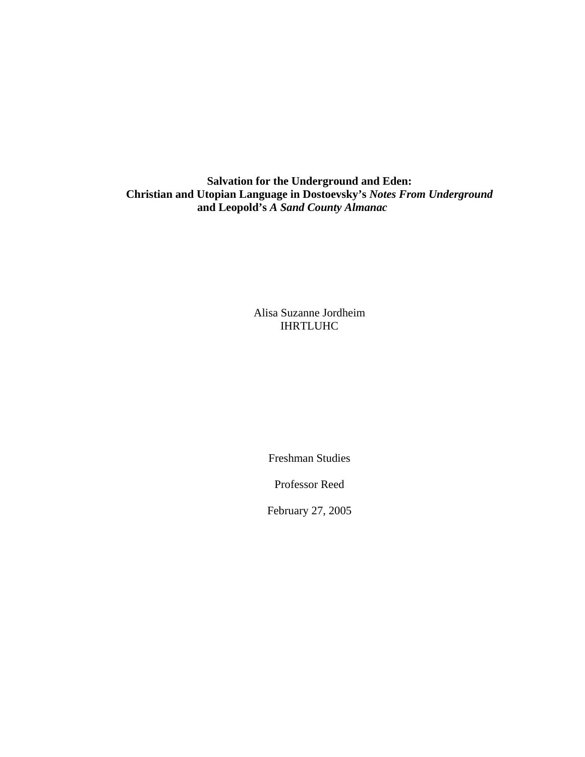# Salvation for the Underground and Eden: Christian and Utopian Language in Dostoevsky's *Notes From Underground* and Leopold's *A Sand County Almanac*

Alisa Suzanne Jordheim
IHRTLUHC

Freshman Studies

Professor Reed

February 27, 2005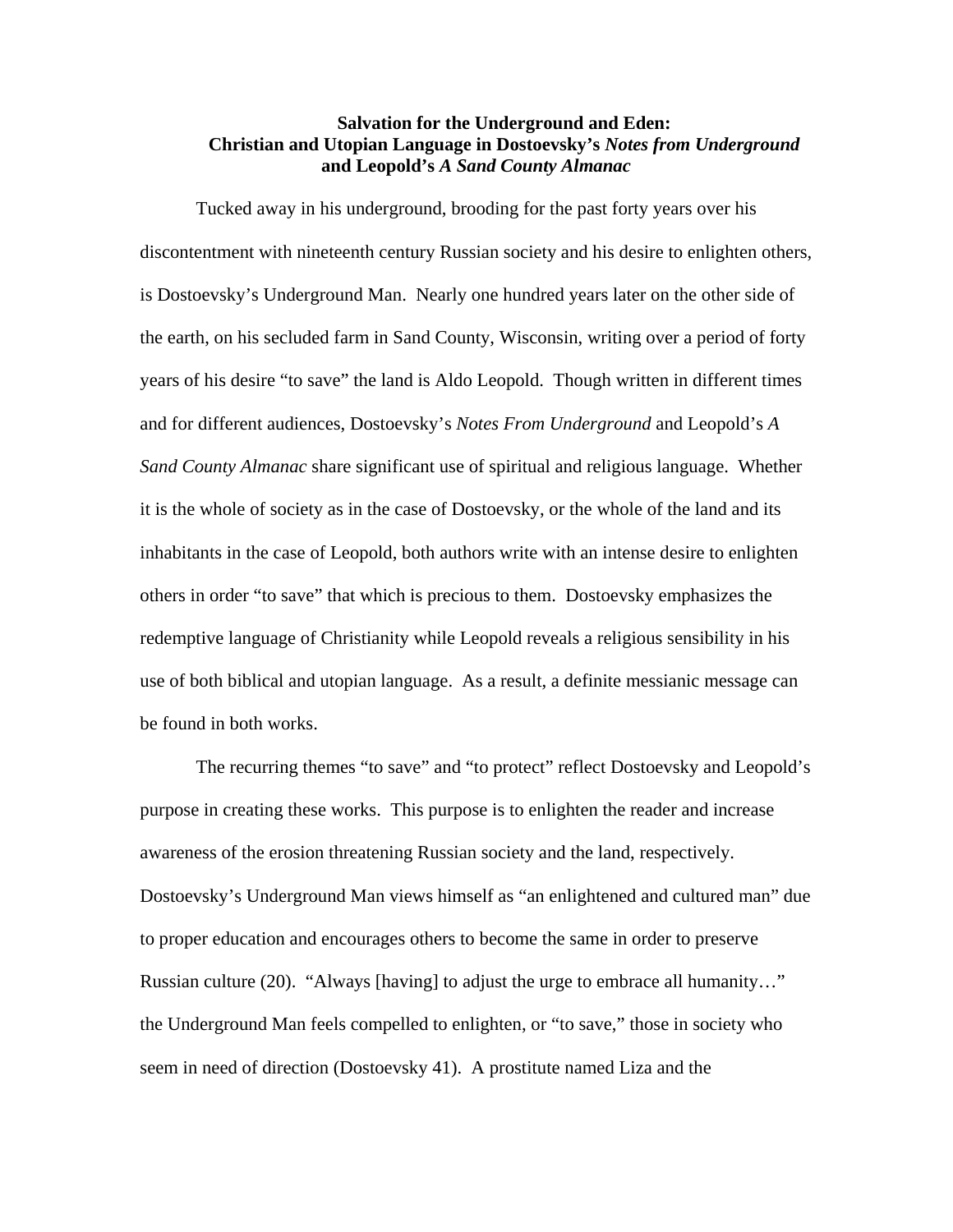**Salvation for the Underground and Eden:**
**Christian and Utopian Language in Dostoevsky's *Notes from Underground* and Leopold's *A Sand County Almanac***

Tucked away in his underground, brooding for the past forty years over his discontentment with nineteenth century Russian society and his desire to enlighten others, is Dostoevsky's Underground Man. Nearly one hundred years later on the other side of the earth, on his secluded farm in Sand County, Wisconsin, writing over a period of forty years of his desire "to save" the land is Aldo Leopold. Though written in different times and for different audiences, Dostoevsky's *Notes From Underground* and Leopold's *A Sand County Almanac* share significant use of spiritual and religious language. Whether it is the whole of society as in the case of Dostoevsky, or the whole of the land and its inhabitants in the case of Leopold, both authors write with an intense desire to enlighten others in order "to save" that which is precious to them. Dostoevsky emphasizes the redemptive language of Christianity while Leopold reveals a religious sensibility in his use of both biblical and utopian language. As a result, a definite messianic message can be found in both works.

The recurring themes "to save" and "to protect" reflect Dostoevsky and Leopold's purpose in creating these works. This purpose is to enlighten the reader and increase awareness of the erosion threatening Russian society and the land, respectively. Dostoevsky's Underground Man views himself as "an enlightened and cultured man" due to proper education and encourages others to become the same in order to preserve Russian culture (20). "Always [having] to adjust the urge to embrace all humanity…" the Underground Man feels compelled to enlighten, or "to save," those in society who seem in need of direction (Dostoevsky 41). A prostitute named Liza and the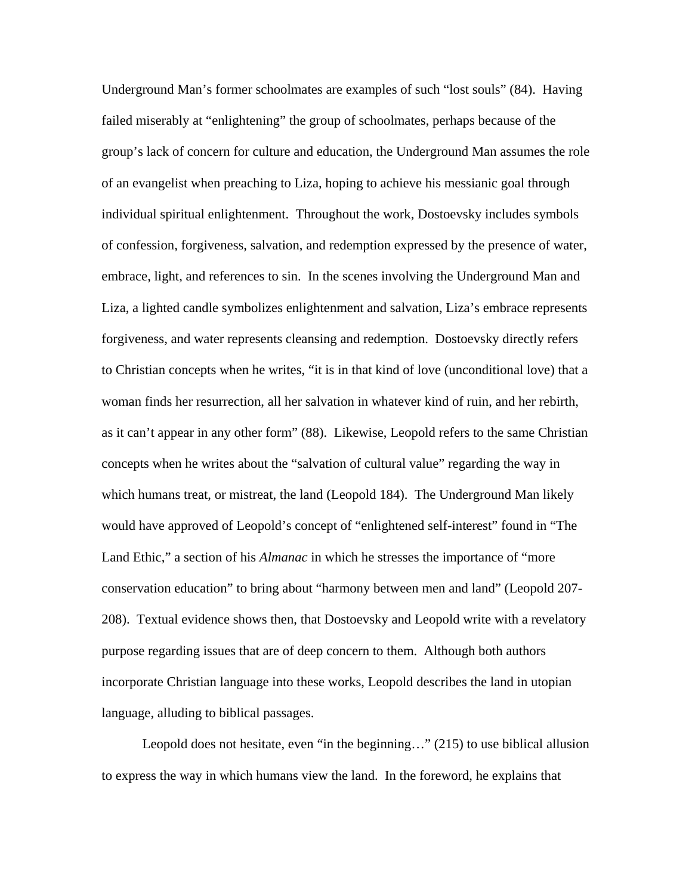Underground Man's former schoolmates are examples of such "lost souls" (84). Having failed miserably at "enlightening" the group of schoolmates, perhaps because of the group's lack of concern for culture and education, the Underground Man assumes the role of an evangelist when preaching to Liza, hoping to achieve his messianic goal through individual spiritual enlightenment. Throughout the work, Dostoevsky includes symbols of confession, forgiveness, salvation, and redemption expressed by the presence of water, embrace, light, and references to sin. In the scenes involving the Underground Man and Liza, a lighted candle symbolizes enlightenment and salvation, Liza's embrace represents forgiveness, and water represents cleansing and redemption. Dostoevsky directly refers to Christian concepts when he writes, "it is in that kind of love (unconditional love) that a woman finds her resurrection, all her salvation in whatever kind of ruin, and her rebirth, as it can't appear in any other form" (88). Likewise, Leopold refers to the same Christian concepts when he writes about the "salvation of cultural value" regarding the way in which humans treat, or mistreat, the land (Leopold 184). The Underground Man likely would have approved of Leopold's concept of "enlightened self-interest" found in "The Land Ethic," a section of his *Almanac* in which he stresses the importance of "more conservation education" to bring about "harmony between men and land" (Leopold 207-208). Textual evidence shows then, that Dostoevsky and Leopold write with a revelatory purpose regarding issues that are of deep concern to them. Although both authors incorporate Christian language into these works, Leopold describes the land in utopian language, alluding to biblical passages.

Leopold does not hesitate, even "in the beginning…" (215) to use biblical allusion to express the way in which humans view the land. In the foreword, he explains that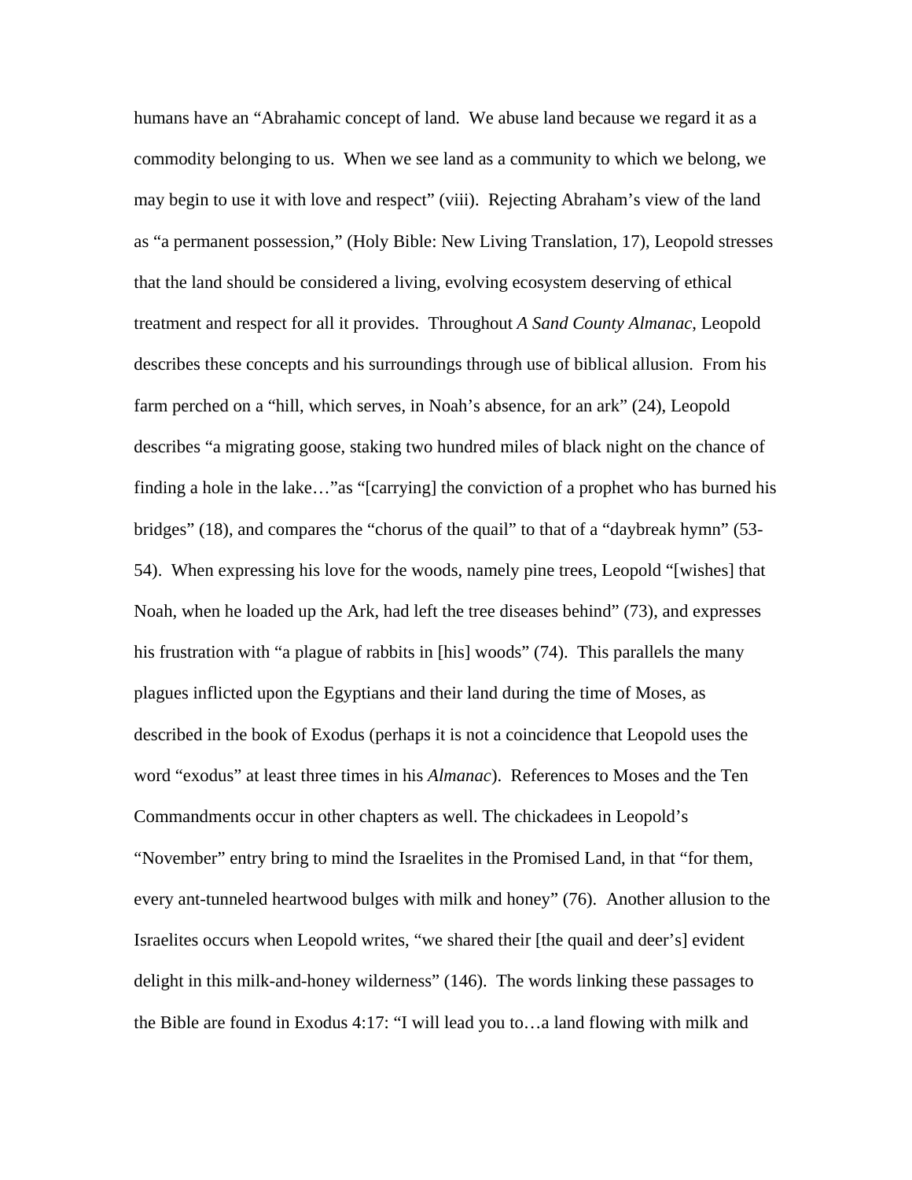humans have an "Abrahamic concept of land. We abuse land because we regard it as a commodity belonging to us. When we see land as a community to which we belong, we may begin to use it with love and respect" (viii). Rejecting Abraham's view of the land as "a permanent possession," (Holy Bible: New Living Translation, 17), Leopold stresses that the land should be considered a living, evolving ecosystem deserving of ethical treatment and respect for all it provides. Throughout *A Sand County Almanac*, Leopold describes these concepts and his surroundings through use of biblical allusion. From his farm perched on a "hill, which serves, in Noah's absence, for an ark" (24), Leopold describes "a migrating goose, staking two hundred miles of black night on the chance of finding a hole in the lake…"as "[carrying] the conviction of a prophet who has burned his bridges" (18), and compares the "chorus of the quail" to that of a "daybreak hymn" (53-54). When expressing his love for the woods, namely pine trees, Leopold "[wishes] that Noah, when he loaded up the Ark, had left the tree diseases behind" (73), and expresses his frustration with "a plague of rabbits in [his] woods" (74). This parallels the many plagues inflicted upon the Egyptians and their land during the time of Moses, as described in the book of Exodus (perhaps it is not a coincidence that Leopold uses the word "exodus" at least three times in his *Almanac*). References to Moses and the Ten Commandments occur in other chapters as well. The chickadees in Leopold's "November" entry bring to mind the Israelites in the Promised Land, in that "for them, every ant-tunneled heartwood bulges with milk and honey" (76). Another allusion to the Israelites occurs when Leopold writes, "we shared their [the quail and deer's] evident delight in this milk-and-honey wilderness" (146). The words linking these passages to the Bible are found in Exodus 4:17: "I will lead you to…a land flowing with milk and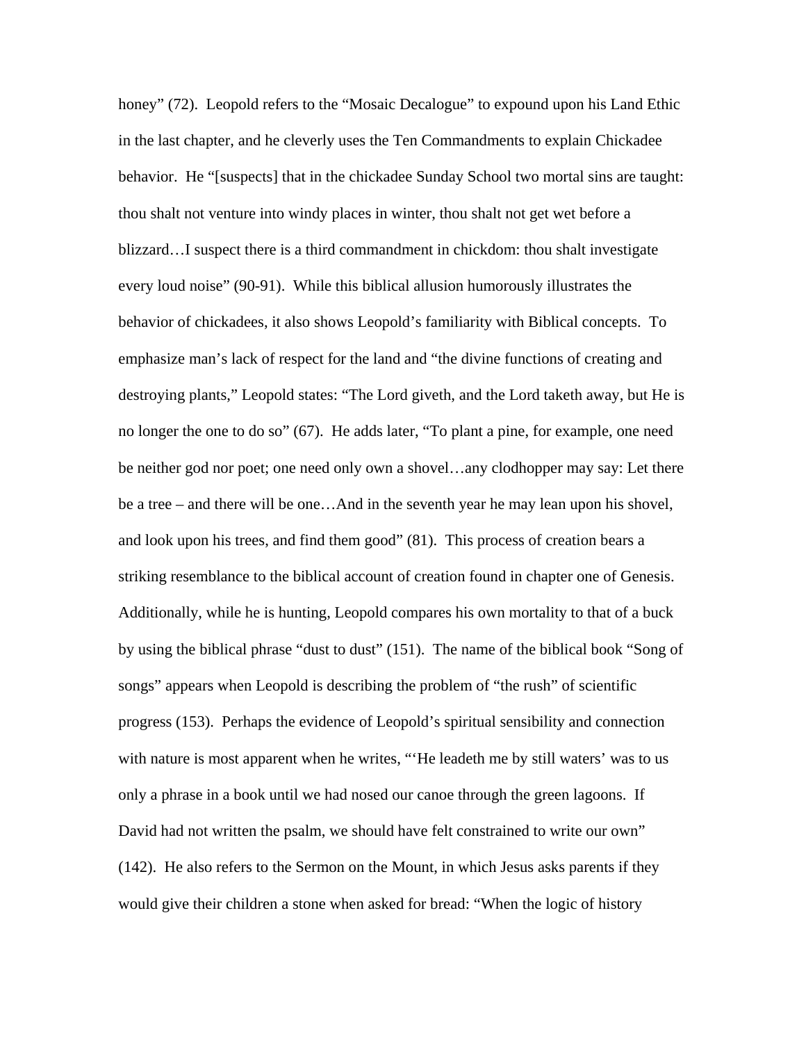honey" (72). Leopold refers to the "Mosaic Decalogue" to expound upon his Land Ethic in the last chapter, and he cleverly uses the Ten Commandments to explain Chickadee behavior. He "[suspects] that in the chickadee Sunday School two mortal sins are taught: thou shalt not venture into windy places in winter, thou shalt not get wet before a blizzard…I suspect there is a third commandment in chickdom: thou shalt investigate every loud noise" (90-91). While this biblical allusion humorously illustrates the behavior of chickadees, it also shows Leopold's familiarity with Biblical concepts. To emphasize man's lack of respect for the land and "the divine functions of creating and destroying plants," Leopold states: "The Lord giveth, and the Lord taketh away, but He is no longer the one to do so" (67). He adds later, "To plant a pine, for example, one need be neither god nor poet; one need only own a shovel…any clodhopper may say: Let there be a tree – and there will be one…And in the seventh year he may lean upon his shovel, and look upon his trees, and find them good" (81). This process of creation bears a striking resemblance to the biblical account of creation found in chapter one of Genesis. Additionally, while he is hunting, Leopold compares his own mortality to that of a buck by using the biblical phrase "dust to dust" (151). The name of the biblical book "Song of songs" appears when Leopold is describing the problem of "the rush" of scientific progress (153). Perhaps the evidence of Leopold's spiritual sensibility and connection with nature is most apparent when he writes, "'He leadeth me by still waters' was to us only a phrase in a book until we had nosed our canoe through the green lagoons. If David had not written the psalm, we should have felt constrained to write our own" (142). He also refers to the Sermon on the Mount, in which Jesus asks parents if they would give their children a stone when asked for bread: "When the logic of history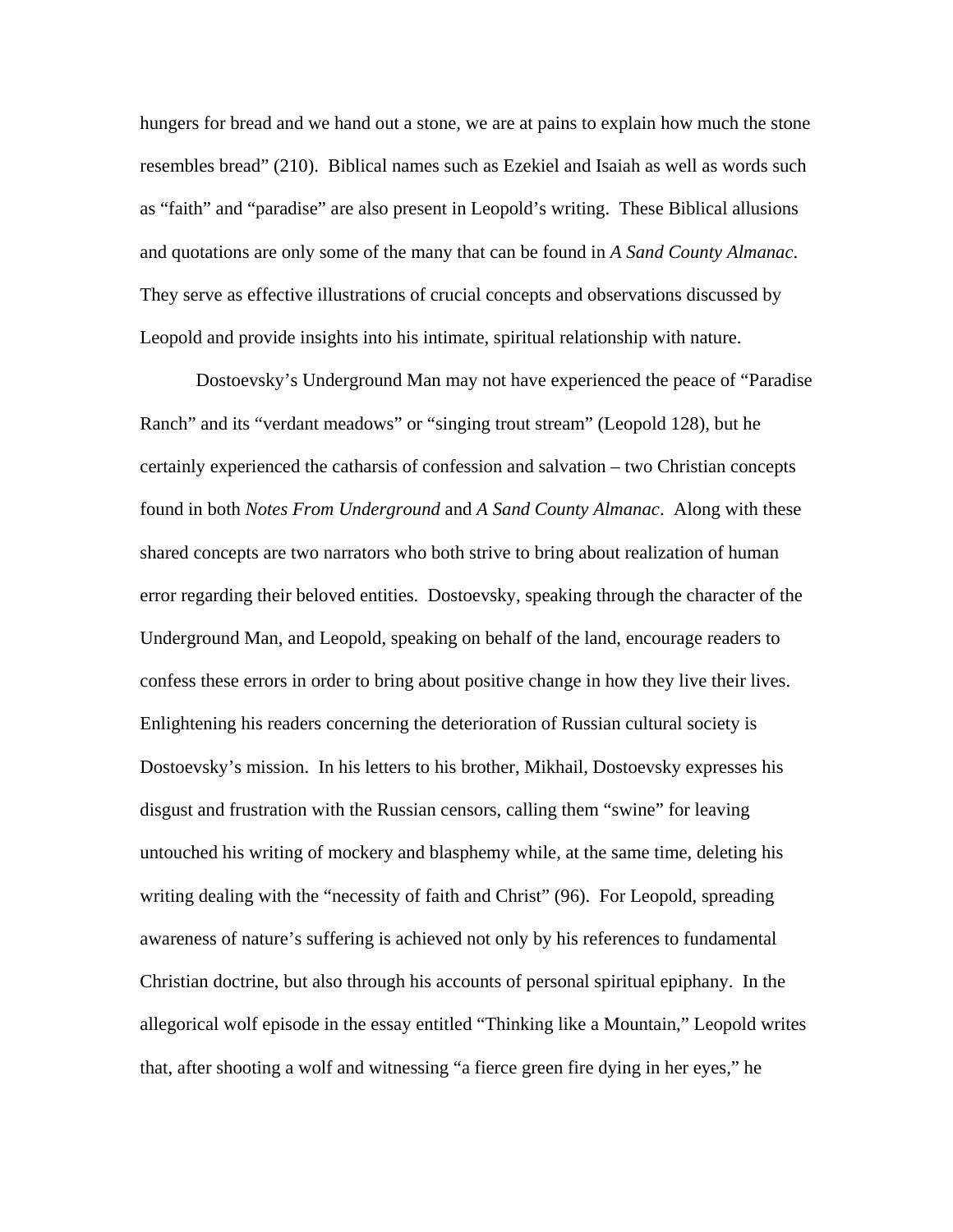hungers for bread and we hand out a stone, we are at pains to explain how much the stone resembles bread" (210). Biblical names such as Ezekiel and Isaiah as well as words such as "faith" and "paradise" are also present in Leopold's writing. These Biblical allusions and quotations are only some of the many that can be found in *A Sand County Almanac*. They serve as effective illustrations of crucial concepts and observations discussed by Leopold and provide insights into his intimate, spiritual relationship with nature.

Dostoevsky's Underground Man may not have experienced the peace of "Paradise Ranch" and its "verdant meadows" or "singing trout stream" (Leopold 128), but he certainly experienced the catharsis of confession and salvation – two Christian concepts found in both *Notes From Underground* and *A Sand County Almanac*. Along with these shared concepts are two narrators who both strive to bring about realization of human error regarding their beloved entities. Dostoevsky, speaking through the character of the Underground Man, and Leopold, speaking on behalf of the land, encourage readers to confess these errors in order to bring about positive change in how they live their lives. Enlightening his readers concerning the deterioration of Russian cultural society is Dostoevsky's mission. In his letters to his brother, Mikhail, Dostoevsky expresses his disgust and frustration with the Russian censors, calling them "swine" for leaving untouched his writing of mockery and blasphemy while, at the same time, deleting his writing dealing with the "necessity of faith and Christ" (96). For Leopold, spreading awareness of nature's suffering is achieved not only by his references to fundamental Christian doctrine, but also through his accounts of personal spiritual epiphany. In the allegorical wolf episode in the essay entitled "Thinking like a Mountain," Leopold writes that, after shooting a wolf and witnessing "a fierce green fire dying in her eyes," he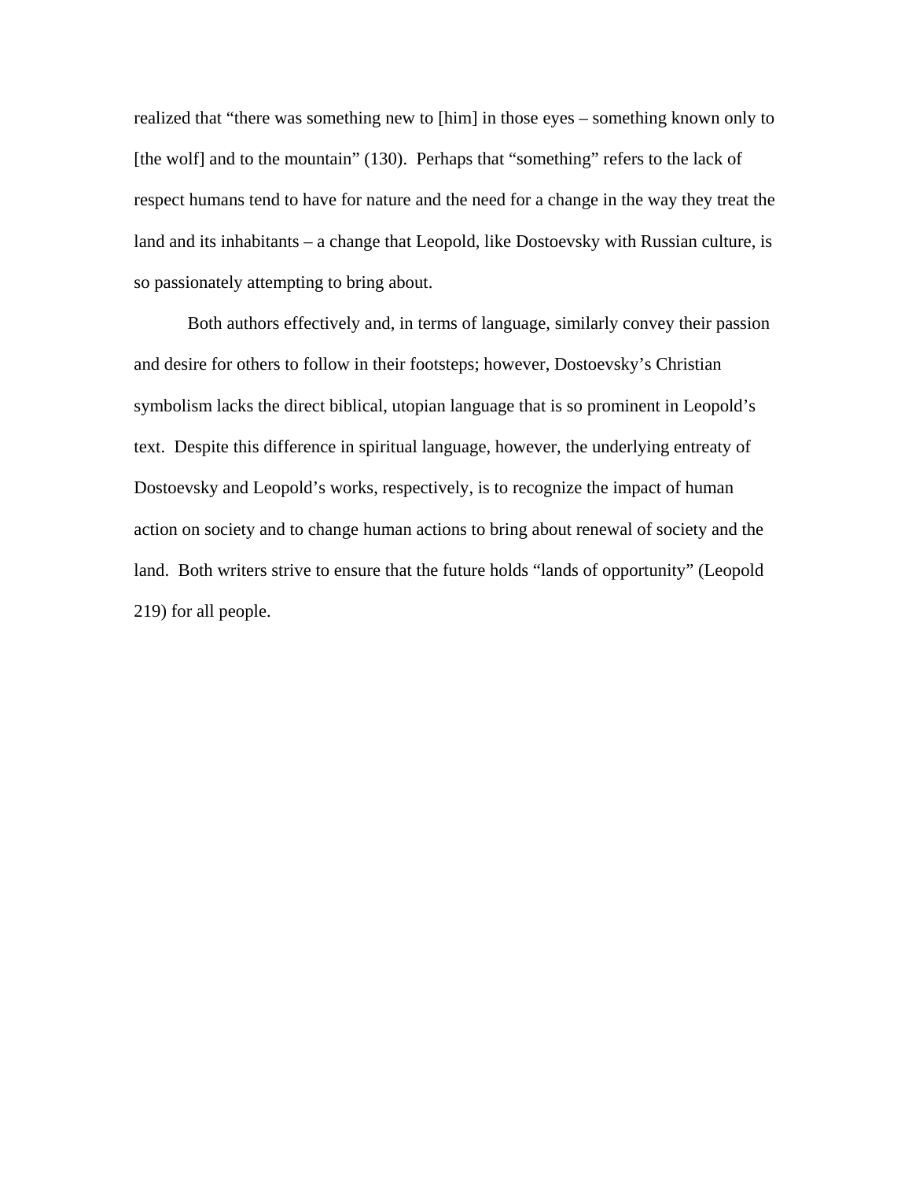realized that "there was something new to [him] in those eyes – something known only to [the wolf] and to the mountain" (130). Perhaps that "something" refers to the lack of respect humans tend to have for nature and the need for a change in the way they treat the land and its inhabitants – a change that Leopold, like Dostoevsky with Russian culture, is so passionately attempting to bring about.

Both authors effectively and, in terms of language, similarly convey their passion and desire for others to follow in their footsteps; however, Dostoevsky's Christian symbolism lacks the direct biblical, utopian language that is so prominent in Leopold's text. Despite this difference in spiritual language, however, the underlying entreaty of Dostoevsky and Leopold's works, respectively, is to recognize the impact of human action on society and to change human actions to bring about renewal of society and the land. Both writers strive to ensure that the future holds "lands of opportunity" (Leopold 219) for all people.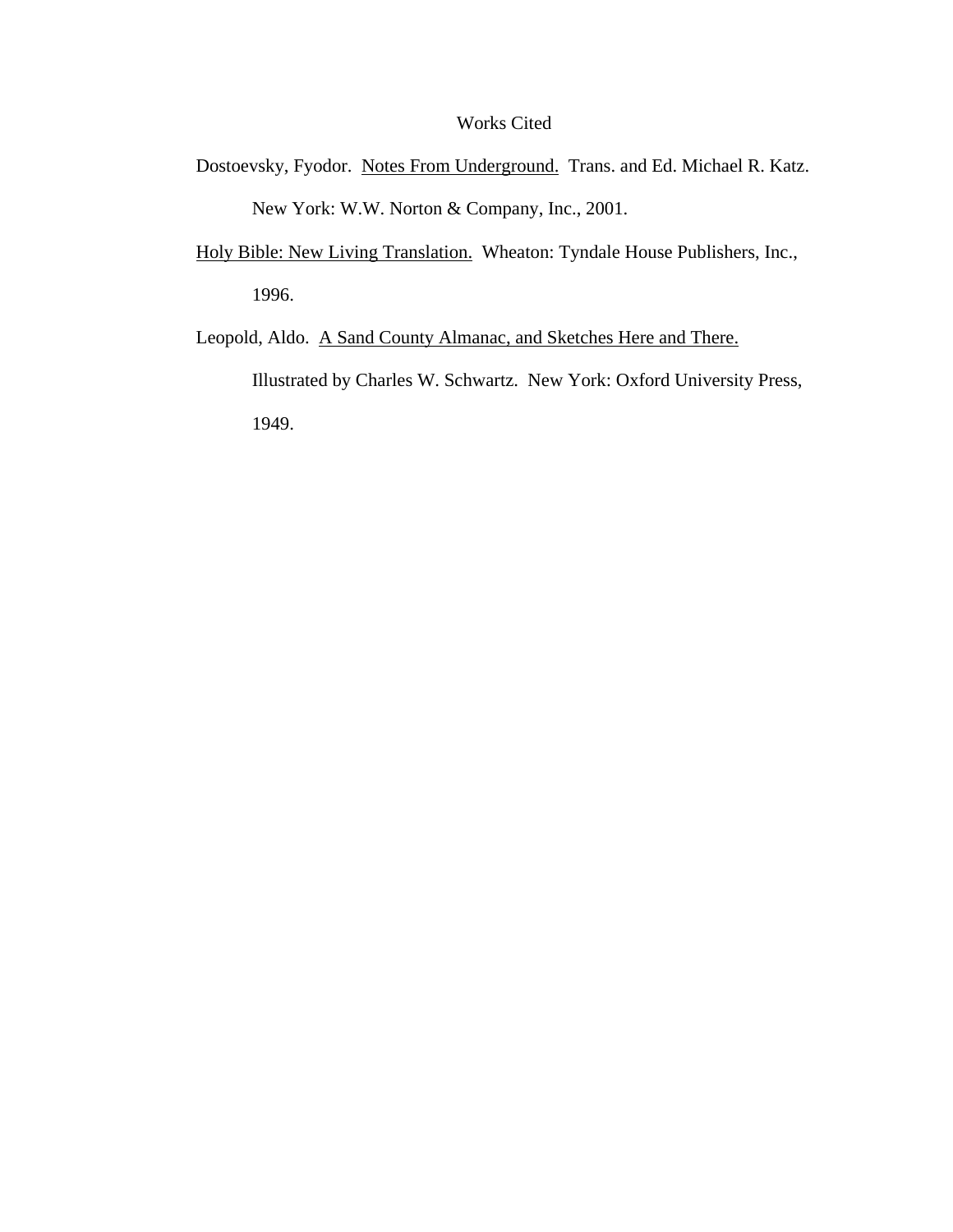# Works Cited

Dostoevsky, Fyodor. <u>Notes From Underground.</u> Trans. and Ed. Michael R. Katz. New York: W.W. Norton & Company, Inc., 2001.

<u>Holy Bible: New Living Translation.</u> Wheaton: Tyndale House Publishers, Inc., 1996.

Leopold, Aldo. <u>A Sand County Almanac, and Sketches Here and There.</u> Illustrated by Charles W. Schwartz. New York: Oxford University Press, 1949.